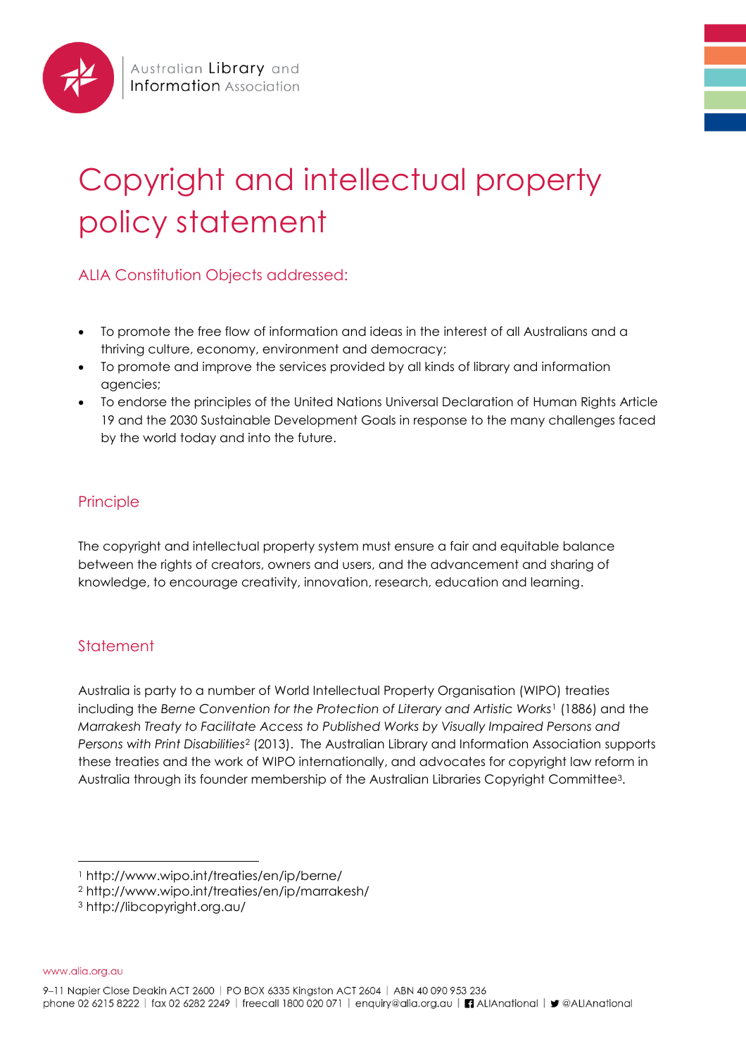# Copyright and intellectual property policy statement

## ALIA Constitution Objects addressed:

- To promote the free flow of information and ideas in the interest of all Australians and a thriving culture, economy, environment and democracy;
- To promote and improve the services provided by all kinds of library and information agencies;
- To endorse the principles of the United Nations Universal Declaration of Human Rights Article 19 and the 2030 Sustainable Development Goals in response to the many challenges faced by the world today and into the future.

## Principle

The copyright and intellectual property system must ensure a fair and equitable balance between the rights of creators, owners and users, and the advancement and sharing of knowledge, to encourage creativity, innovation, research, education and learning.

## Statement

Australia is party to a number of World Intellectual Property Organisation (WIPO) treaties including the *Berne Convention for the Protection of Literary and Artistic Works*[1] (1886) and the *Marrakesh Treaty to Facilitate Access to Published Works by Visually Impaired Persons and Persons with Print Disabilities*[2] (2013). The Australian Library and Information Association supports these treaties and the work of WIPO internationally, and advocates for copyright law reform in Australia through its founder membership of the Australian Libraries Copyright Committee[3].

---

[1] http://www.wipo.int/treaties/en/ip/berne/
[2] http://www.wipo.int/treaties/en/ip/marrakesh/
[3] http://libcopyright.org.au/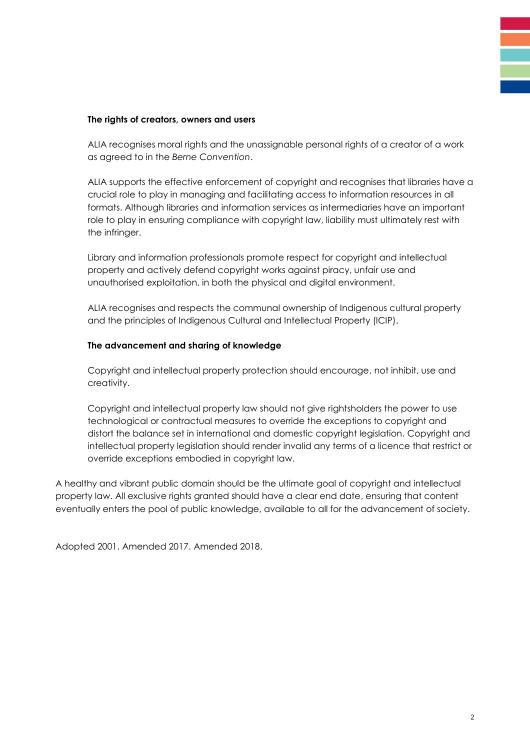**The rights of creators, owners and users**

ALIA recognises moral rights and the unassignable personal rights of a creator of a work as agreed to in the *Berne Convention*.

ALIA supports the effective enforcement of copyright and recognises that libraries have a crucial role to play in managing and facilitating access to information resources in all formats. Although libraries and information services as intermediaries have an important role to play in ensuring compliance with copyright law, liability must ultimately rest with the infringer.

Library and information professionals promote respect for copyright and intellectual property and actively defend copyright works against piracy, unfair use and unauthorised exploitation, in both the physical and digital environment.

ALIA recognises and respects the communal ownership of Indigenous cultural property and the principles of Indigenous Cultural and Intellectual Property (ICIP).

**The advancement and sharing of knowledge**

Copyright and intellectual property protection should encourage, not inhibit, use and creativity.

Copyright and intellectual property law should not give rightsholders the power to use technological or contractual measures to override the exceptions to copyright and distort the balance set in international and domestic copyright legislation. Copyright and intellectual property legislation should render invalid any terms of a licence that restrict or override exceptions embodied in copyright law.

A healthy and vibrant public domain should be the ultimate goal of copyright and intellectual property law. All exclusive rights granted should have a clear end date, ensuring that content eventually enters the pool of public knowledge, available to all for the advancement of society.

Adopted 2001. Amended 2017. Amended 2018.